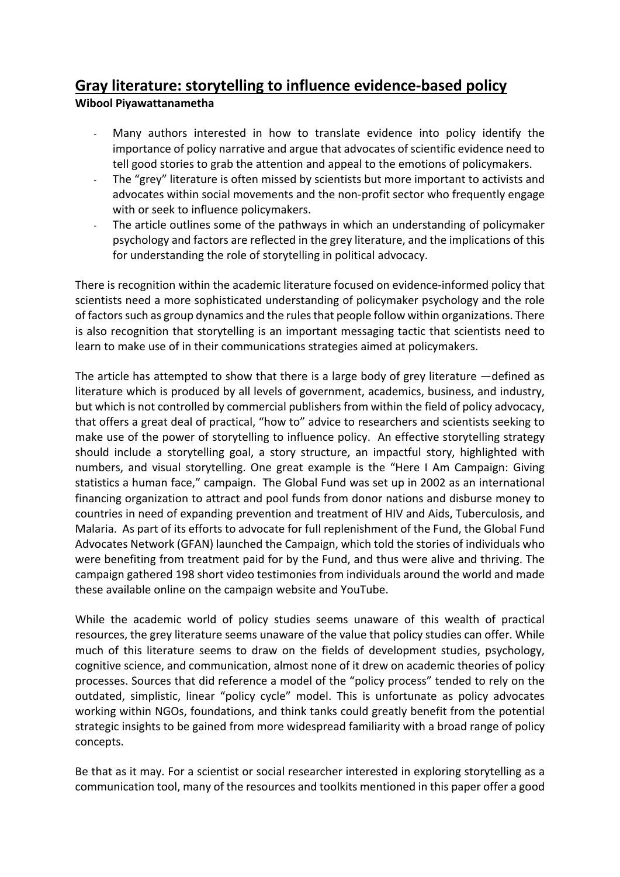# Gray literature: storytelling to influence evidence-based policy

**Wibool Piyawattanametha**

- Many authors interested in how to translate evidence into policy identify the importance of policy narrative and argue that advocates of scientific evidence need to tell good stories to grab the attention and appeal to the emotions of policymakers.
- The "grey" literature is often missed by scientists but more important to activists and advocates within social movements and the non-profit sector who frequently engage with or seek to influence policymakers.
- The article outlines some of the pathways in which an understanding of policymaker psychology and factors are reflected in the grey literature, and the implications of this for understanding the role of storytelling in political advocacy.

There is recognition within the academic literature focused on evidence-informed policy that scientists need a more sophisticated understanding of policymaker psychology and the role of factors such as group dynamics and the rules that people follow within organizations. There is also recognition that storytelling is an important messaging tactic that scientists need to learn to make use of in their communications strategies aimed at policymakers.

The article has attempted to show that there is a large body of grey literature —defined as literature which is produced by all levels of government, academics, business, and industry, but which is not controlled by commercial publishers from within the field of policy advocacy, that offers a great deal of practical, "how to" advice to researchers and scientists seeking to make use of the power of storytelling to influence policy. An effective storytelling strategy should include a storytelling goal, a story structure, an impactful story, highlighted with numbers, and visual storytelling. One great example is the "Here I Am Campaign: Giving statistics a human face," campaign. The Global Fund was set up in 2002 as an international financing organization to attract and pool funds from donor nations and disburse money to countries in need of expanding prevention and treatment of HIV and Aids, Tuberculosis, and Malaria. As part of its efforts to advocate for full replenishment of the Fund, the Global Fund Advocates Network (GFAN) launched the Campaign, which told the stories of individuals who were benefiting from treatment paid for by the Fund, and thus were alive and thriving. The campaign gathered 198 short video testimonies from individuals around the world and made these available online on the campaign website and YouTube.

While the academic world of policy studies seems unaware of this wealth of practical resources, the grey literature seems unaware of the value that policy studies can offer. While much of this literature seems to draw on the fields of development studies, psychology, cognitive science, and communication, almost none of it drew on academic theories of policy processes. Sources that did reference a model of the "policy process" tended to rely on the outdated, simplistic, linear "policy cycle" model. This is unfortunate as policy advocates working within NGOs, foundations, and think tanks could greatly benefit from the potential strategic insights to be gained from more widespread familiarity with a broad range of policy concepts.

Be that as it may. For a scientist or social researcher interested in exploring storytelling as a communication tool, many of the resources and toolkits mentioned in this paper offer a good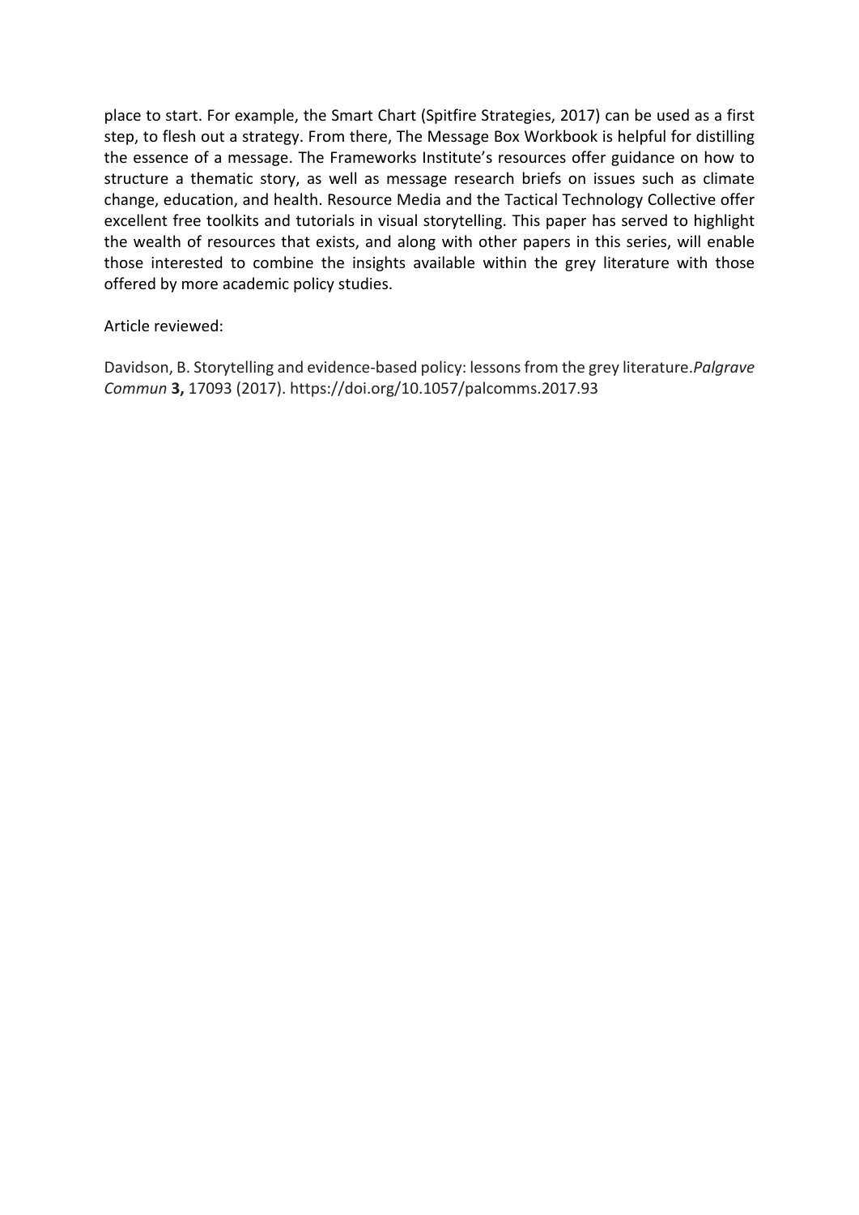place to start. For example, the Smart Chart (Spitfire Strategies, 2017) can be used as a first step, to flesh out a strategy. From there, The Message Box Workbook is helpful for distilling the essence of a message. The Frameworks Institute's resources offer guidance on how to structure a thematic story, as well as message research briefs on issues such as climate change, education, and health. Resource Media and the Tactical Technology Collective offer excellent free toolkits and tutorials in visual storytelling. This paper has served to highlight the wealth of resources that exists, and along with other papers in this series, will enable those interested to combine the insights available within the grey literature with those offered by more academic policy studies.

Article reviewed:

Davidson, B. Storytelling and evidence-based policy: lessons from the grey literature.*Palgrave Commun* **3,** 17093 (2017). https://doi.org/10.1057/palcomms.2017.93